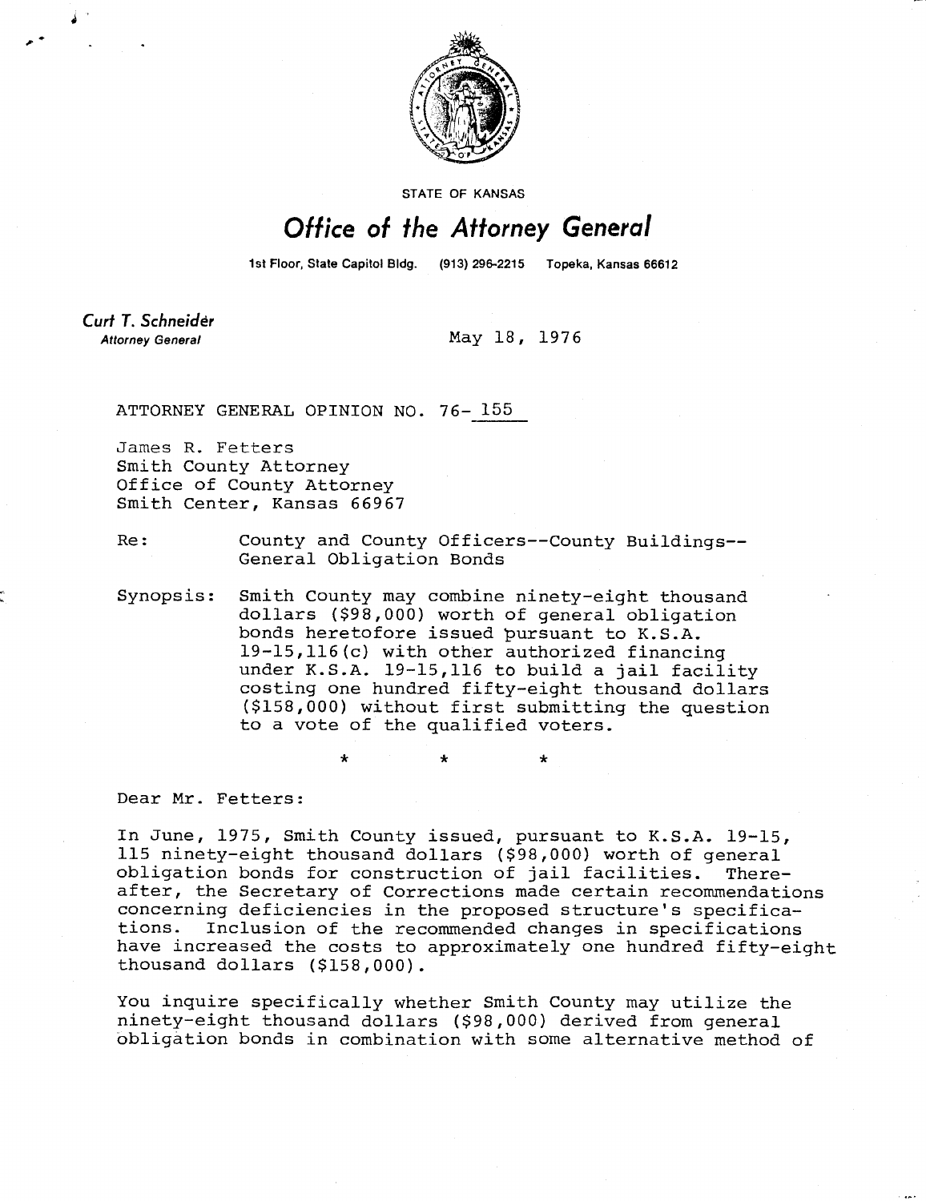STATE OF KANSAS

# Office of the Attorney General

1st Floor, State Capitol Bldg. (913) 296-2215 Topeka, Kansas 66612

**Curt T. Schneider**
*Attorney General*

May 18, 1976

ATTORNEY GENERAL OPINION NO. 76- 155

James R. Fetters
Smith County Attorney
Office of County Attorney
Smith Center, Kansas 66967

Re: County and County Officers--County Buildings--General Obligation Bonds

Synopsis: Smith County may combine ninety-eight thousand dollars ($98,000) worth of general obligation bonds heretofore issued pursuant to K.S.A. 19-15,116(c) with other authorized financing under K.S.A. 19-15,116 to build a jail facility costing one hundred fifty-eight thousand dollars ($158,000) without first submitting the question to a vote of the qualified voters.

\* \* \*

Dear Mr. Fetters:

In June, 1975, Smith County issued, pursuant to K.S.A. 19-15, 115 ninety-eight thousand dollars ($98,000) worth of general obligation bonds for construction of jail facilities. Thereafter, the Secretary of Corrections made certain recommendations concerning deficiencies in the proposed structure's specifications. Inclusion of the recommended changes in specifications have increased the costs to approximately one hundred fifty-eight thousand dollars ($158,000).

You inquire specifically whether Smith County may utilize the ninety-eight thousand dollars ($98,000) derived from general obligation bonds in combination with some alternative method of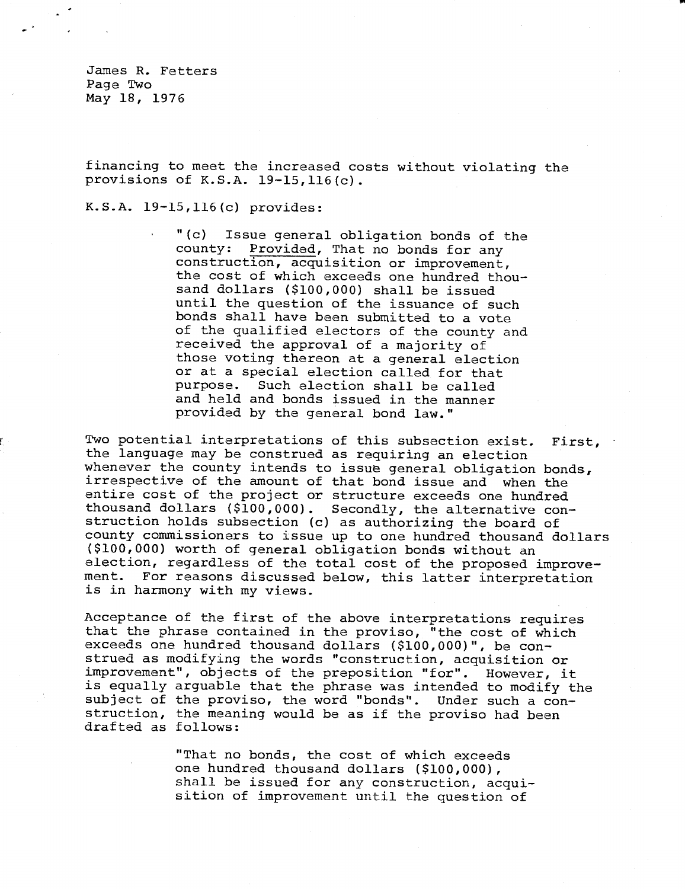financing to meet the increased costs without violating the provisions of K.S.A. 19-15,116(c).

K.S.A. 19-15,116(c) provides:

> "(c) Issue general obligation bonds of the county: Provided, That no bonds for any construction, acquisition or improvement, the cost of which exceeds one hundred thousand dollars ($100,000) shall be issued until the question of the issuance of such bonds shall have been submitted to a vote of the qualified electors of the county and received the approval of a majority of those voting thereon at a general election or at a special election called for that purpose. Such election shall be called and held and bonds issued in the manner provided by the general bond law."

Two potential interpretations of this subsection exist. First, the language may be construed as requiring an election whenever the county intends to issue general obligation bonds, irrespective of the amount of that bond issue and when the entire cost of the project or structure exceeds one hundred thousand dollars ($100,000). Secondly, the alternative construction holds subsection (c) as authorizing the board of county commissioners to issue up to one hundred thousand dollars ($100,000) worth of general obligation bonds without an election, regardless of the total cost of the proposed improvement. For reasons discussed below, this latter interpretation is in harmony with my views.

Acceptance of the first of the above interpretations requires that the phrase contained in the proviso, "the cost of which exceeds one hundred thousand dollars ($100,000)", be construed as modifying the words "construction, acquisition or improvement", objects of the preposition "for". However, it is equally arguable that the phrase was intended to modify the subject of the proviso, the word "bonds". Under such a construction, the meaning would be as if the proviso had been drafted as follows:

> "That no bonds, the cost of which exceeds one hundred thousand dollars ($100,000), shall be issued for any construction, acquisition of improvement until the question of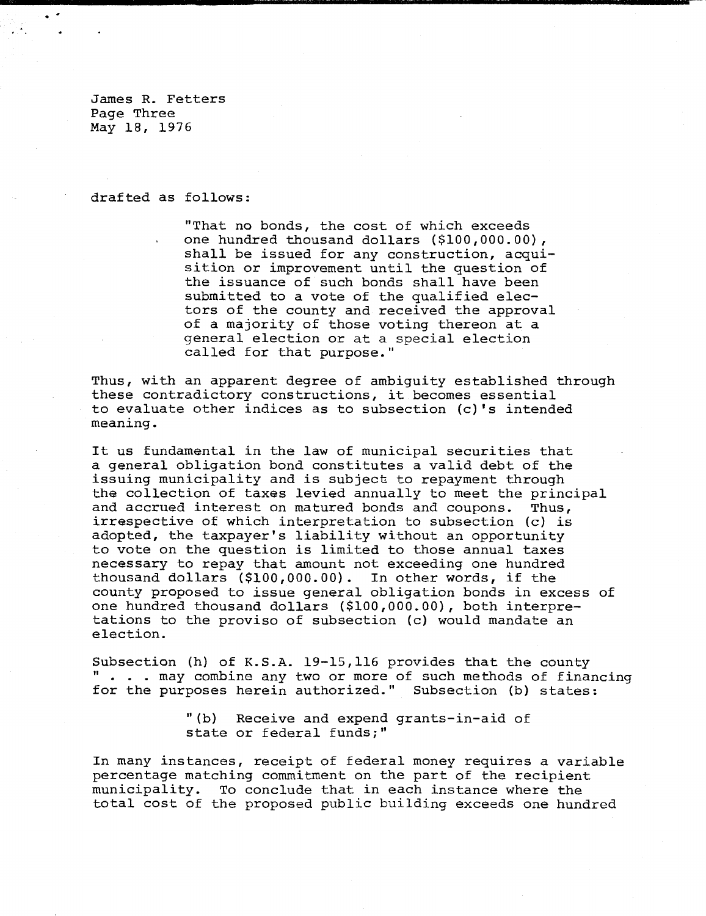drafted as follows:

> "That no bonds, the cost of which exceeds one hundred thousand dollars ($100,000.00), shall be issued for any construction, acquisition or improvement until the question of the issuance of such bonds shall have been submitted to a vote of the qualified electors of the county and received the approval of a majority of those voting thereon at a general election or at a special election called for that purpose."

Thus, with an apparent degree of ambiguity established through these contradictory constructions, it becomes essential to evaluate other indices as to subsection (c)'s intended meaning.

It us fundamental in the law of municipal securities that a general obligation bond constitutes a valid debt of the issuing municipality and is subject to repayment through the collection of taxes levied annually to meet the principal and accrued interest on matured bonds and coupons. Thus, irrespective of which interpretation to subsection (c) is adopted, the taxpayer's liability without an opportunity to vote on the question is limited to those annual taxes necessary to repay that amount not exceeding one hundred thousand dollars ($100,000.00). In other words, if the county proposed to issue general obligation bonds in excess of one hundred thousand dollars ($100,000.00), both interpretations to the proviso of subsection (c) would mandate an election.

Subsection (h) of K.S.A. 19-15,116 provides that the county " . . . may combine any two or more of such methods of financing for the purposes herein authorized." Subsection (b) states:

> "(b) Receive and expend grants-in-aid of state or federal funds;"

In many instances, receipt of federal money requires a variable percentage matching commitment on the part of the recipient municipality. To conclude that in each instance where the total cost of the proposed public building exceeds one hundred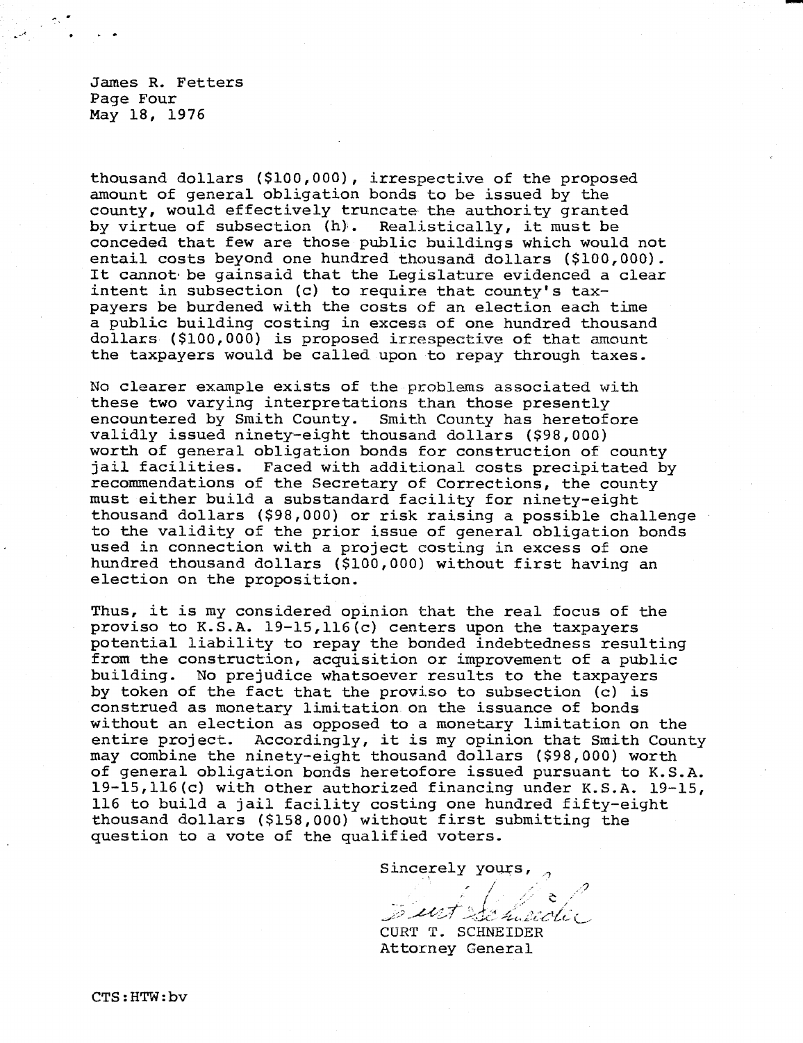James R. Fetters
Page Four
May 18, 1976

thousand dollars ($100,000), irrespective of the proposed amount of general obligation bonds to be issued by the county, would effectively truncate the authority granted by virtue of subsection (h). Realistically, it must be conceded that few are those public buildings which would not entail costs beyond one hundred thousand dollars ($100,000). It cannot be gainsaid that the Legislature evidenced a clear intent in subsection (c) to require that county's taxpayers be burdened with the costs of an election each time a public building costing in excess of one hundred thousand dollars ($100,000) is proposed irrespective of that amount the taxpayers would be called upon to repay through taxes.

No clearer example exists of the problems associated with these two varying interpretations than those presently encountered by Smith County. Smith County has heretofore validly issued ninety-eight thousand dollars ($98,000) worth of general obligation bonds for construction of county jail facilities. Faced with additional costs precipitated by recommendations of the Secretary of Corrections, the county must either build a substandard facility for ninety-eight thousand dollars ($98,000) or risk raising a possible challenge to the validity of the prior issue of general obligation bonds used in connection with a project costing in excess of one hundred thousand dollars ($100,000) without first having an election on the proposition.

Thus, it is my considered opinion that the real focus of the proviso to K.S.A. 19-15,116(c) centers upon the taxpayers potential liability to repay the bonded indebtedness resulting from the construction, acquisition or improvement of a public building. No prejudice whatsoever results to the taxpayers by token of the fact that the proviso to subsection (c) is construed as monetary limitation on the issuance of bonds without an election as opposed to a monetary limitation on the entire project. Accordingly, it is my opinion that Smith County may combine the ninety-eight thousand dollars ($98,000) worth of general obligation bonds heretofore issued pursuant to K.S.A. 19-15,116(c) with other authorized financing under K.S.A. 19-15, 116 to build a jail facility costing one hundred fifty-eight thousand dollars ($158,000) without first submitting the question to a vote of the qualified voters.

Sincerely yours,

Curt Schneider

CURT T. SCHNEIDER
Attorney General

CTS:HTW:bv